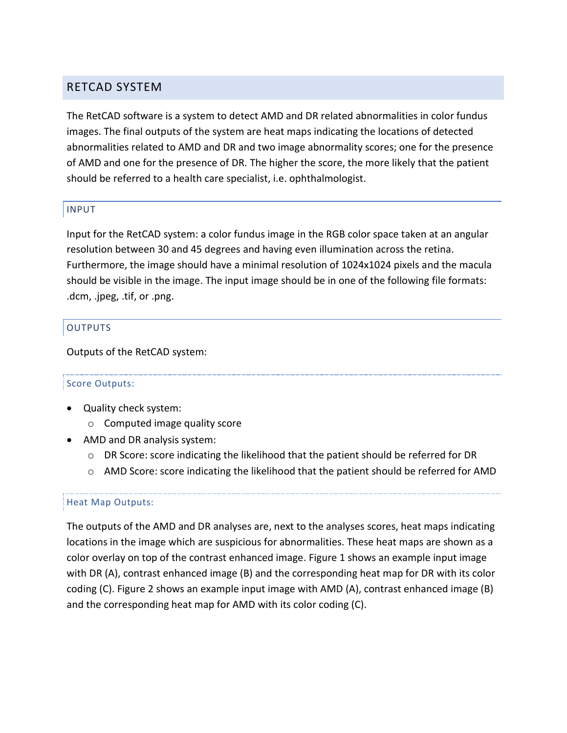## RETCAD SYSTEM

The RetCAD software is a system to detect AMD and DR related abnormalities in color fundus images. The final outputs of the system are heat maps indicating the locations of detected abnormalities related to AMD and DR and two image abnormality scores; one for the presence of AMD and one for the presence of DR. The higher the score, the more likely that the patient should be referred to a health care specialist, i.e. ophthalmologist.

### INPUT

Input for the RetCAD system: a color fundus image in the RGB color space taken at an angular resolution between 30 and 45 degrees and having even illumination across the retina. Furthermore, the image should have a minimal resolution of 1024x1024 pixels and the macula should be visible in the image. The input image should be in one of the following file formats: .dcm, .jpeg, .tif, or .png.

### OUTPUTS

Outputs of the RetCAD system:

#### Score Outputs:

- Quality check system:
  - Computed image quality score
- AMD and DR analysis system:
  - DR Score: score indicating the likelihood that the patient should be referred for DR
  - AMD Score: score indicating the likelihood that the patient should be referred for AMD

#### Heat Map Outputs:

The outputs of the AMD and DR analyses are, next to the analyses scores, heat maps indicating locations in the image which are suspicious for abnormalities. These heat maps are shown as a color overlay on top of the contrast enhanced image. Figure 1 shows an example input image with DR (A), contrast enhanced image (B) and the corresponding heat map for DR with its color coding (C). Figure 2 shows an example input image with AMD (A), contrast enhanced image (B) and the corresponding heat map for AMD with its color coding (C).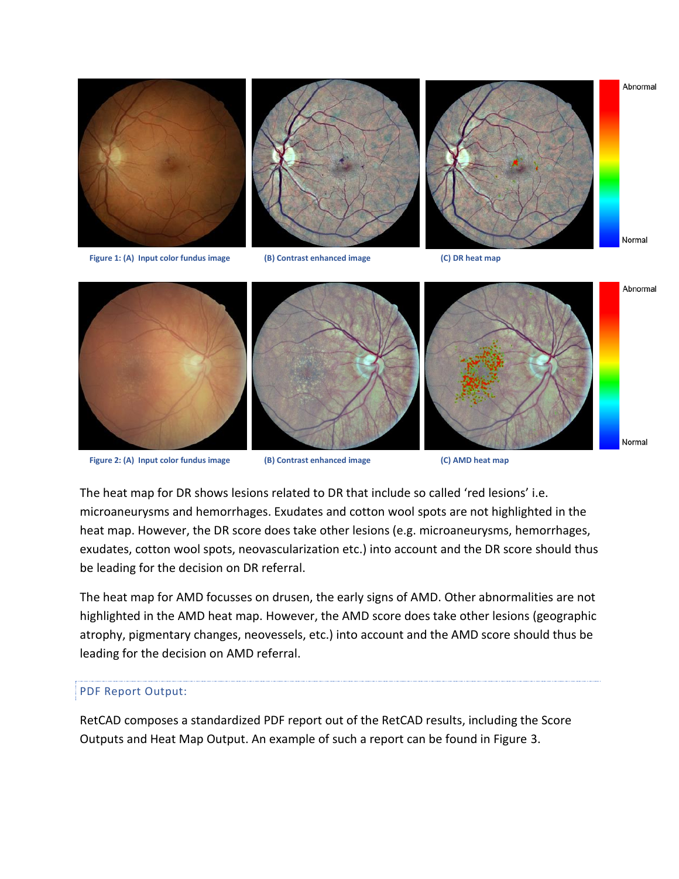Figure 1: (A) Input color fundus image (B) Contrast enhanced image (C) DR heat map

Figure 2: (A) Input color fundus image (B) Contrast enhanced image (C) AMD heat map

The heat map for DR shows lesions related to DR that include so called 'red lesions' i.e. microaneurysms and hemorrhages. Exudates and cotton wool spots are not highlighted in the heat map. However, the DR score does take other lesions (e.g. microaneurysms, hemorrhages, exudates, cotton wool spots, neovascularization etc.) into account and the DR score should thus be leading for the decision on DR referral.

The heat map for AMD focusses on drusen, the early signs of AMD. Other abnormalities are not highlighted in the AMD heat map. However, the AMD score does take other lesions (geographic atrophy, pigmentary changes, neovessels, etc.) into account and the AMD score should thus be leading for the decision on AMD referral.

## PDF Report Output:

RetCAD composes a standardized PDF report out of the RetCAD results, including the Score Outputs and Heat Map Output. An example of such a report can be found in Figure 3.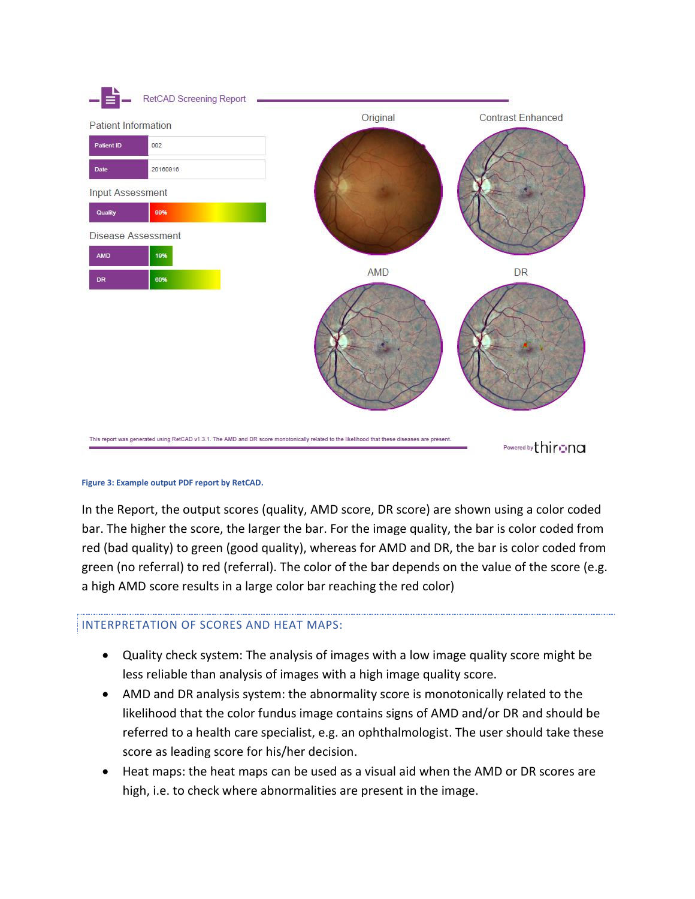RetCAD Screening Report

Patient Information

| Patient ID | 002 |
| --- | --- |
| Date | 20160916 |

Input Assessment

| Quality | 99% |
| --- | --- |

Disease Assessment

| AMD | 19% |
| --- | --- |
| DR | 60% |

Original | Contrast Enhanced | AMD | DR

This report was generated using RetCAD v1.3.1. The AMD and DR score monotonically related to the likelihood that these diseases are present.

Powered by thirona

**Figure 3: Example output PDF report by RetCAD.**

In the Report, the output scores (quality, AMD score, DR score) are shown using a color coded bar. The higher the score, the larger the bar. For the image quality, the bar is color coded from red (bad quality) to green (good quality), whereas for AMD and DR, the bar is color coded from green (no referral) to red (referral). The color of the bar depends on the value of the score (e.g. a high AMD score results in a large color bar reaching the red color)

## INTERPRETATION OF SCORES AND HEAT MAPS:

- Quality check system: The analysis of images with a low image quality score might be less reliable than analysis of images with a high image quality score.
- AMD and DR analysis system: the abnormality score is monotonically related to the likelihood that the color fundus image contains signs of AMD and/or DR and should be referred to a health care specialist, e.g. an ophthalmologist. The user should take these score as leading score for his/her decision.
- Heat maps: the heat maps can be used as a visual aid when the AMD or DR scores are high, i.e. to check where abnormalities are present in the image.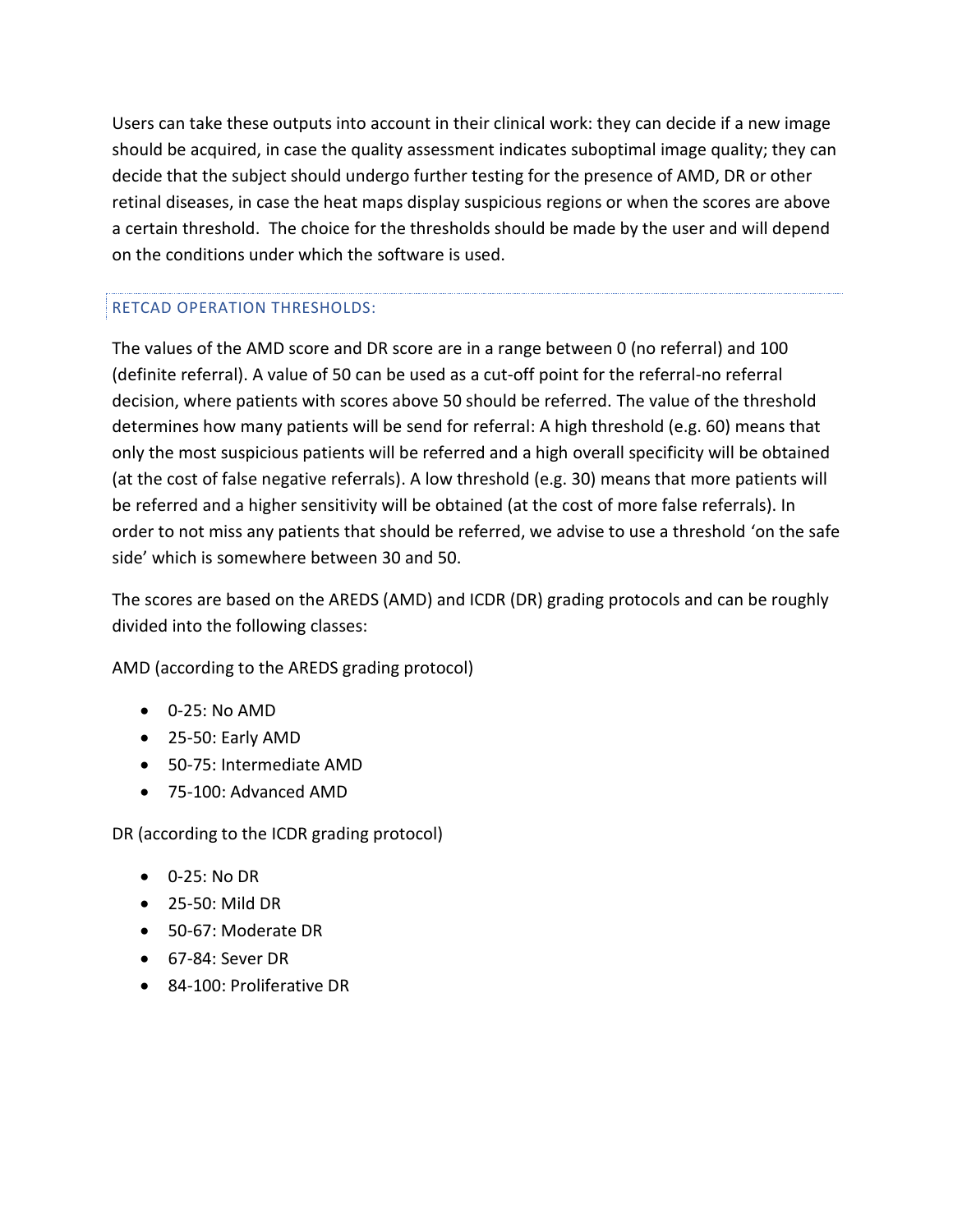Users can take these outputs into account in their clinical work: they can decide if a new image should be acquired, in case the quality assessment indicates suboptimal image quality; they can decide that the subject should undergo further testing for the presence of AMD, DR or other retinal diseases, in case the heat maps display suspicious regions or when the scores are above a certain threshold. The choice for the thresholds should be made by the user and will depend on the conditions under which the software is used.

### RETCAD OPERATION THRESHOLDS:

The values of the AMD score and DR score are in a range between 0 (no referral) and 100 (definite referral). A value of 50 can be used as a cut-off point for the referral-no referral decision, where patients with scores above 50 should be referred. The value of the threshold determines how many patients will be send for referral: A high threshold (e.g. 60) means that only the most suspicious patients will be referred and a high overall specificity will be obtained (at the cost of false negative referrals). A low threshold (e.g. 30) means that more patients will be referred and a higher sensitivity will be obtained (at the cost of more false referrals). In order to not miss any patients that should be referred, we advise to use a threshold 'on the safe side' which is somewhere between 30 and 50.

The scores are based on the AREDS (AMD) and ICDR (DR) grading protocols and can be roughly divided into the following classes:

AMD (according to the AREDS grading protocol)

- 0-25: No AMD
- 25-50: Early AMD
- 50-75: Intermediate AMD
- 75-100: Advanced AMD

DR (according to the ICDR grading protocol)

- 0-25: No DR
- 25-50: Mild DR
- 50-67: Moderate DR
- 67-84: Sever DR
- 84-100: Proliferative DR